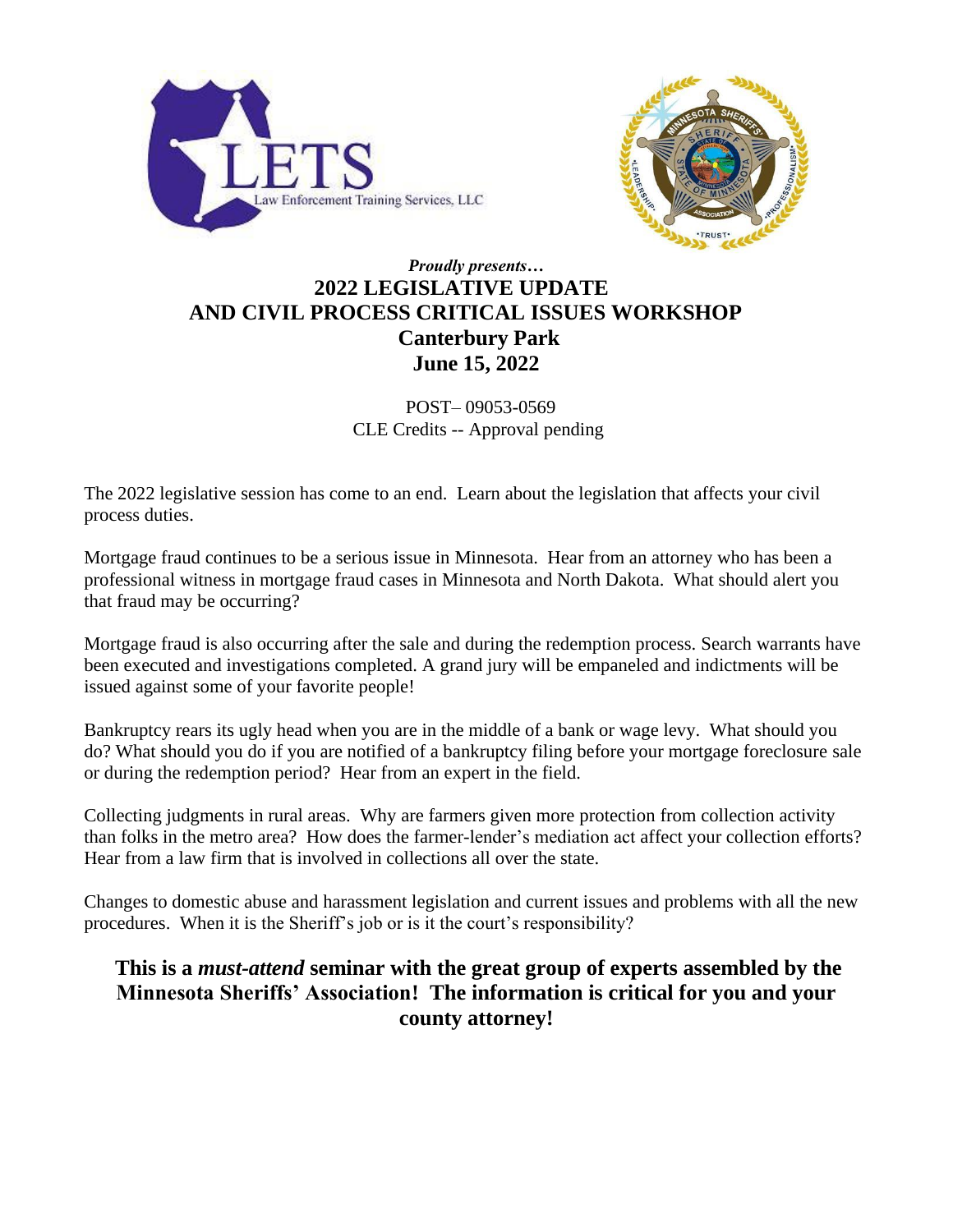*Proudly presents…*

# 2022 LEGISLATIVE UPDATE AND CIVIL PROCESS CRITICAL ISSUES WORKSHOP

## Canterbury Park

## June 15, 2022

POST– 09053-0569
CLE Credits -- Approval pending

The 2022 legislative session has come to an end. Learn about the legislation that affects your civil process duties.

Mortgage fraud continues to be a serious issue in Minnesota. Hear from an attorney who has been a professional witness in mortgage fraud cases in Minnesota and North Dakota. What should alert you that fraud may be occurring?

Mortgage fraud is also occurring after the sale and during the redemption process. Search warrants have been executed and investigations completed. A grand jury will be empaneled and indictments will be issued against some of your favorite people!

Bankruptcy rears its ugly head when you are in the middle of a bank or wage levy. What should you do? What should you do if you are notified of a bankruptcy filing before your mortgage foreclosure sale or during the redemption period? Hear from an expert in the field.

Collecting judgments in rural areas. Why are farmers given more protection from collection activity than folks in the metro area? How does the farmer-lender's mediation act affect your collection efforts? Hear from a law firm that is involved in collections all over the state.

Changes to domestic abuse and harassment legislation and current issues and problems with all the new procedures. When it is the Sheriff's job or is it the court's responsibility?

**This is a *must-attend* seminar with the great group of experts assembled by the Minnesota Sheriffs' Association! The information is critical for you and your county attorney!**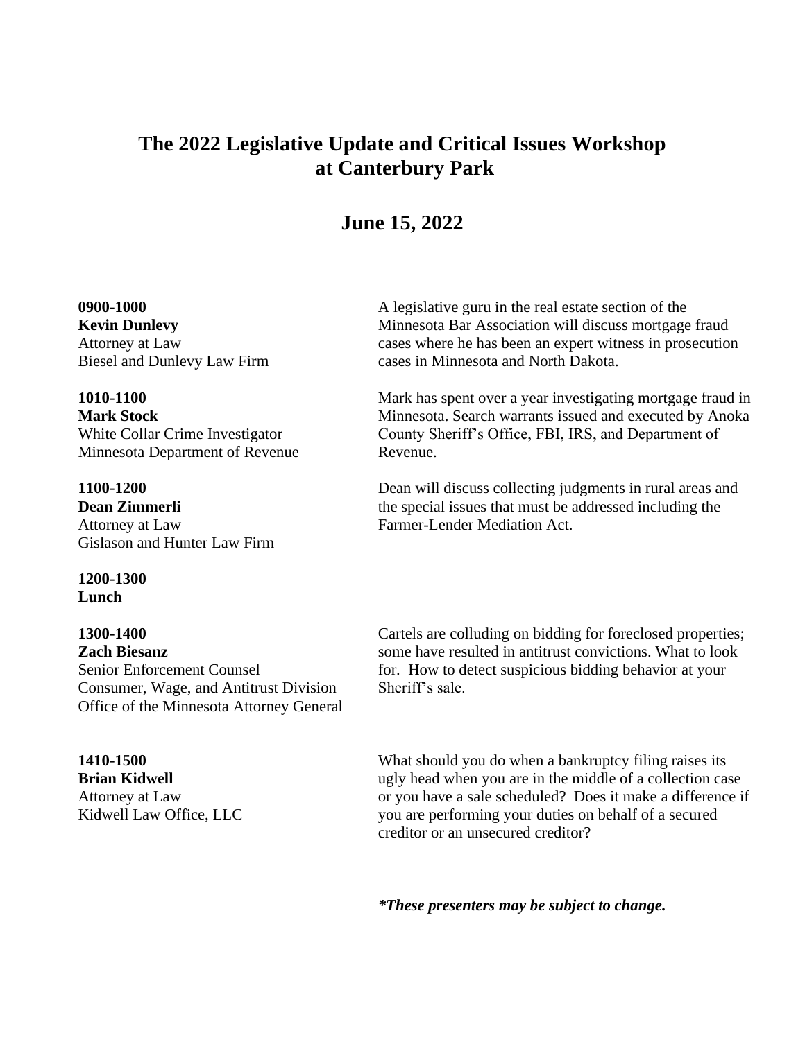# The 2022 Legislative Update and Critical Issues Workshop at Canterbury Park

## June 15, 2022

**0900-1000**
**Kevin Dunlevy**
Attorney at Law
Biesel and Dunlevy Law Firm

A legislative guru in the real estate section of the Minnesota Bar Association will discuss mortgage fraud cases where he has been an expert witness in prosecution cases in Minnesota and North Dakota.

**1010-1100**
**Mark Stock**
White Collar Crime Investigator
Minnesota Department of Revenue

Mark has spent over a year investigating mortgage fraud in Minnesota. Search warrants issued and executed by Anoka County Sheriff's Office, FBI, IRS, and Department of Revenue.

**1100-1200**
**Dean Zimmerli**
Attorney at Law
Gislason and Hunter Law Firm

Dean will discuss collecting judgments in rural areas and the special issues that must be addressed including the Farmer-Lender Mediation Act.

**1200-1300**
**Lunch**

**1300-1400**
**Zach Biesanz**
Senior Enforcement Counsel
Consumer, Wage, and Antitrust Division
Office of the Minnesota Attorney General

Cartels are colluding on bidding for foreclosed properties; some have resulted in antitrust convictions. What to look for. How to detect suspicious bidding behavior at your Sheriff's sale.

**1410-1500**
**Brian Kidwell**
Attorney at Law
Kidwell Law Office, LLC

What should you do when a bankruptcy filing raises its ugly head when you are in the middle of a collection case or you have a sale scheduled? Does it make a difference if you are performing your duties on behalf of a secured creditor or an unsecured creditor?

***These presenters may be subject to change.***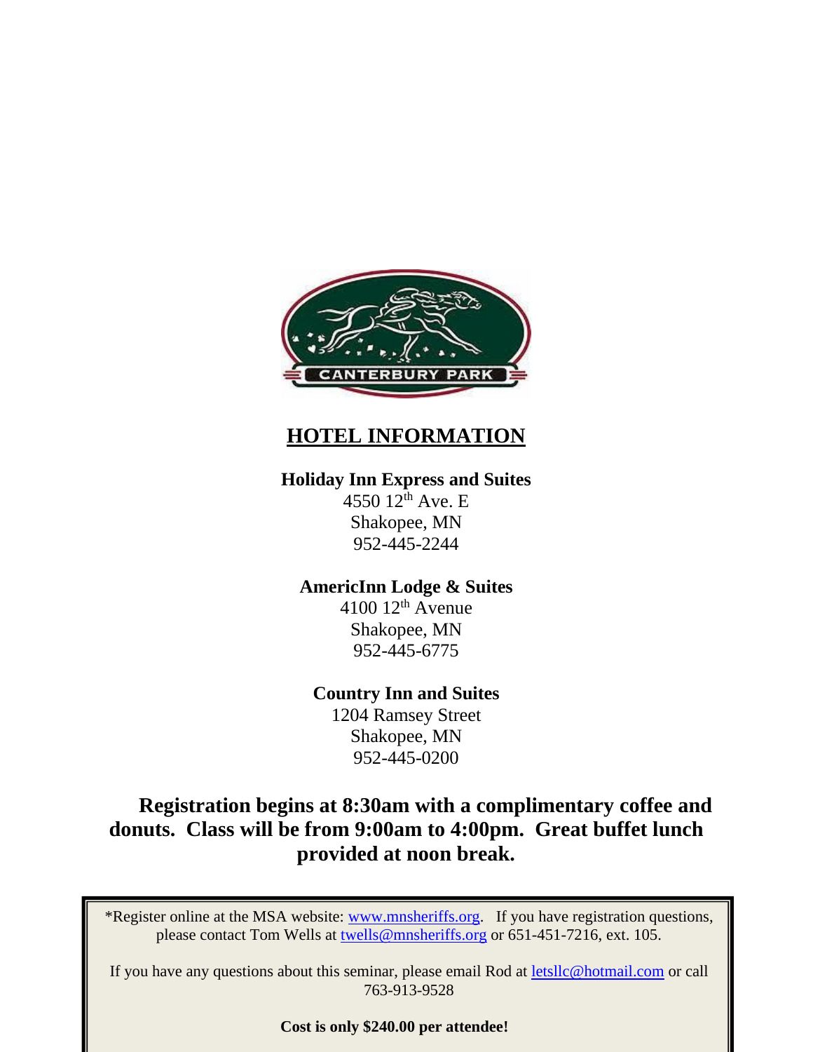## HOTEL INFORMATION

**Holiday Inn Express and Suites**
4550 12th Ave. E
Shakopee, MN
952-445-2244

**AmericInn Lodge & Suites**
4100 12th Avenue
Shakopee, MN
952-445-6775

**Country Inn and Suites**
1204 Ramsey Street
Shakopee, MN
952-445-0200

**Registration begins at 8:30am with a complimentary coffee and donuts. Class will be from 9:00am to 4:00pm. Great buffet lunch provided at noon break.**

*Register online at the MSA website: www.mnsheriffs.org. If you have registration questions, please contact Tom Wells at twells@mnsheriffs.org or 651-451-7216, ext. 105.

If you have any questions about this seminar, please email Rod at letsllc@hotmail.com or call 763-913-9528

**Cost is only $240.00 per attendee!**